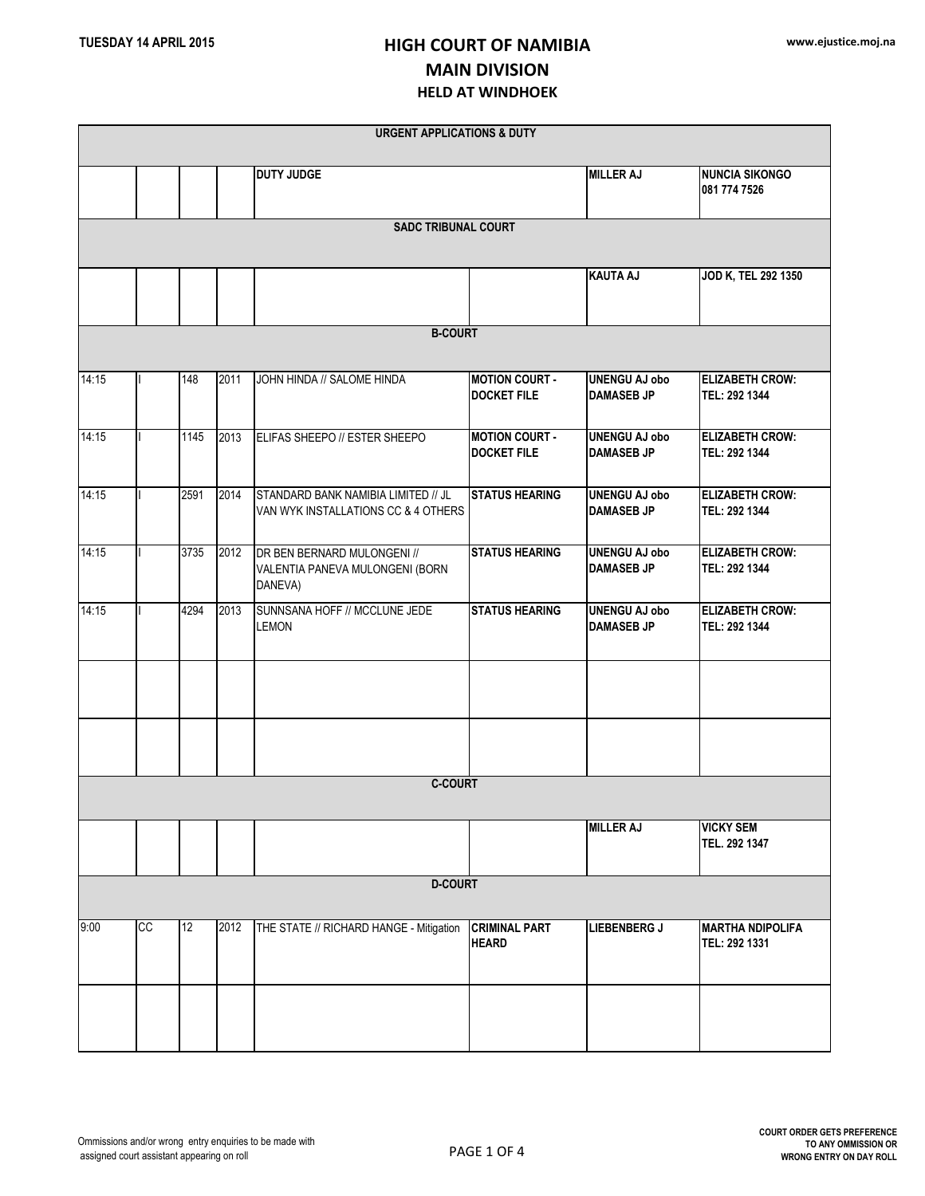TUESDAY 14 APRIL 2015

www.ejustice.moj.na

# HIGH COURT OF NAMIBIA
## MAIN DIVISION
### HELD AT WINDHOEK

| | | | | | | | |
|---|---|---|---|---|---|---|---|
| **URGENT APPLICATIONS & DUTY** | | | | | | | |
| | | | | **DUTY JUDGE** | | **MILLER AJ** | **NUNCIA SIKONGO 081 774 7526** |
| **SADC TRIBUNAL COURT** | | | | | | | |
| | | | | | | **KAUTA AJ** | **JOD K, TEL 292 1350** |
| **B-COURT** | | | | | | | |
| 14:15 | I | 148 | 2011 | JOHN HINDA // SALOME HINDA | **MOTION COURT - DOCKET FILE** | **UNENGU AJ obo DAMASEB JP** | **ELIZABETH CROW: TEL: 292 1344** |
| 14:15 | I | 1145 | 2013 | ELIFAS SHEEPO // ESTER SHEEPO | **MOTION COURT - DOCKET FILE** | **UNENGU AJ obo DAMASEB JP** | **ELIZABETH CROW: TEL: 292 1344** |
| 14:15 | I | 2591 | 2014 | STANDARD BANK NAMIBIA LIMITED // JL VAN WYK INSTALLATIONS CC & 4 OTHERS | **STATUS HEARING** | **UNENGU AJ obo DAMASEB JP** | **ELIZABETH CROW: TEL: 292 1344** |
| 14:15 | I | 3735 | 2012 | DR BEN BERNARD MULONGENI // VALENTIA PANEVA MULONGENI (BORN DANEVA) | **STATUS HEARING** | **UNENGU AJ obo DAMASEB JP** | **ELIZABETH CROW: TEL: 292 1344** |
| 14:15 | I | 4294 | 2013 | SUNNSANA HOFF // MCCLUNE JEDE LEMON | **STATUS HEARING** | **UNENGU AJ obo DAMASEB JP** | **ELIZABETH CROW: TEL: 292 1344** |
| | | | | | | | |
| | | | | | | | |
| **C-COURT** | | | | | | | |
| | | | | | | **MILLER AJ** | **VICKY SEM TEL. 292 1347** |
| **D-COURT** | | | | | | | |
| 9:00 | CC | 12 | 2012 | THE STATE // RICHARD HANGE - Mitigation | **CRIMINAL PART HEARD** | **LIEBENBERG J** | **MARTHA NDIPOLIFA TEL: 292 1331** |
| | | | | | | | |

Ommissions and/or wrong entry enquiries to be made with assigned court assistant appearing on roll

**COURT ORDER GETS PREFERENCE TO ANY OMMISSION OR WRONG ENTRY ON DAY ROLL**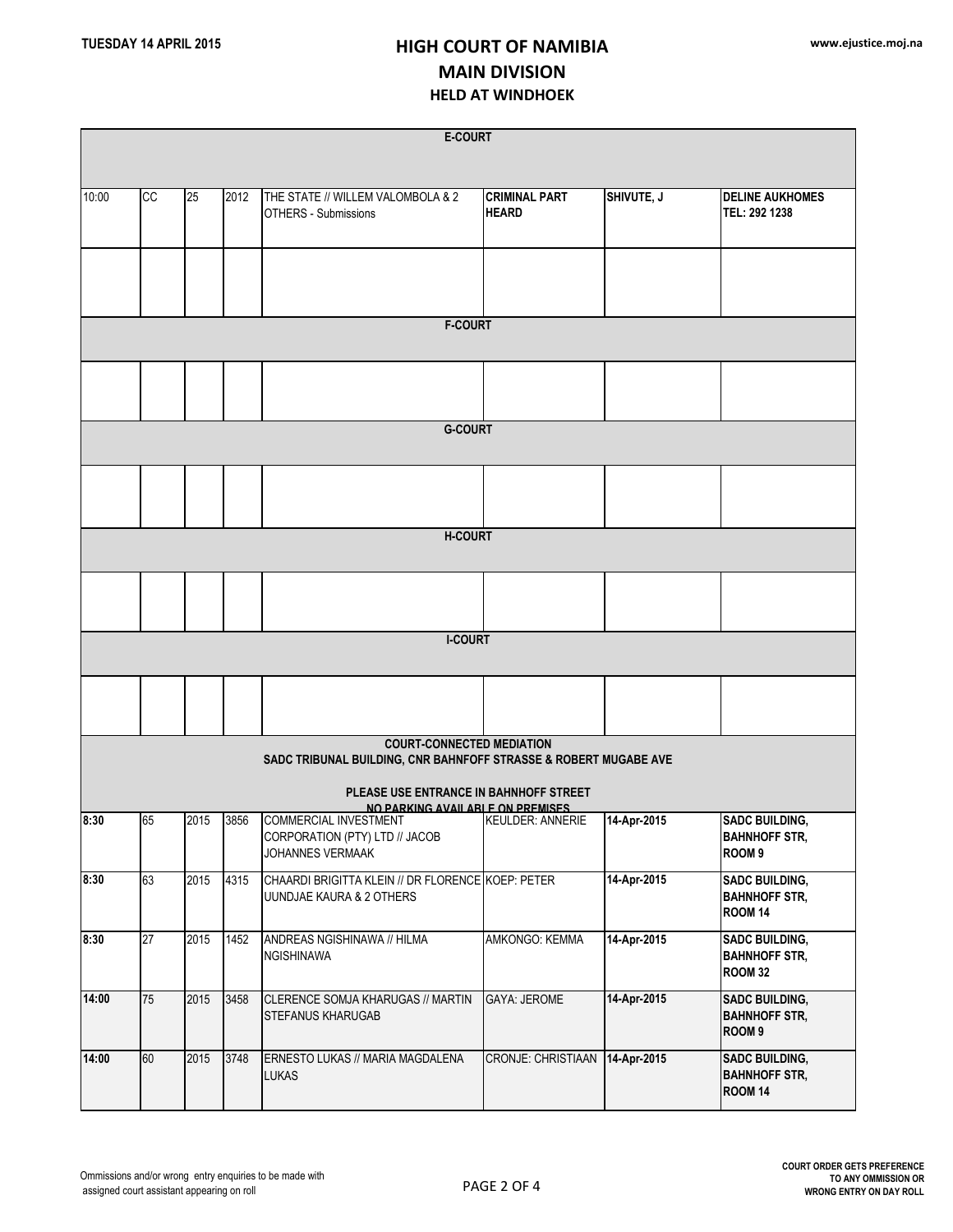TUESDAY 14 APRIL 2015

# HIGH COURT OF NAMIBIA
## MAIN DIVISION
### HELD AT WINDHOEK

www.ejustice.moj.na

| | | | | | | | |
|---|---|---|---|---|---|---|---|
| **E-COURT** | | | | | | | |
| 10:00 | CC | 25 | 2012 | THE STATE // WILLEM VALOMBOLA & 2 OTHERS - Submissions | **CRIMINAL PART HEARD** | **SHIVUTE, J** | **DELINE AUKHOMES TEL: 292 1238** |
| | | | | | | | |
| **F-COURT** | | | | | | | |
| | | | | | | | |
| **G-COURT** | | | | | | | |
| | | | | | | | |
| **H-COURT** | | | | | | | |
| | | | | | | | |
| **I-COURT** | | | | | | | |
| | | | | | | | |
| **COURT-CONNECTED MEDIATION SADC TRIBUNAL BUILDING, CNR BAHNFOFF STRASSE & ROBERT MUGABE AVE PLEASE USE ENTRANCE IN BAHNHOFF STREET NO PARKING AVAILABLE ON PREMISES** | | | | | | | |
| **8:30** | 65 | 2015 | 3856 | COMMERCIAL INVESTMENT CORPORATION (PTY) LTD // JACOB JOHANNES VERMAAK | KEULDER: ANNERIE | **14-Apr-2015** | **SADC BUILDING, BAHNHOFF STR, ROOM 9** |
| **8:30** | 63 | 2015 | 4315 | CHAARDI BRIGITTA KLEIN // DR FLORENCE UUNDJAE KAURA & 2 OTHERS | KOEP: PETER | **14-Apr-2015** | **SADC BUILDING, BAHNHOFF STR, ROOM 14** |
| **8:30** | 27 | 2015 | 1452 | ANDREAS NGISHINAWA // HILMA NGISHINAWA | AMKONGO: KEMMA | **14-Apr-2015** | **SADC BUILDING, BAHNHOFF STR, ROOM 32** |
| **14:00** | 75 | 2015 | 3458 | CLERENCE SOMJA KHARUGAS // MARTIN STEFANUS KHARUGAB | GAYA: JEROME | **14-Apr-2015** | **SADC BUILDING, BAHNHOFF STR, ROOM 9** |
| **14:00** | 60 | 2015 | 3748 | ERNESTO LUKAS // MARIA MAGDALENA LUKAS | CRONJE: CHRISTIAAN | **14-Apr-2015** | **SADC BUILDING, BAHNHOFF STR, ROOM 14** |

Ommissions and/or wrong entry enquiries to be made with assigned court assistant appearing on roll

**COURT ORDER GETS PREFERENCE TO ANY OMMISSION OR WRONG ENTRY ON DAY ROLL**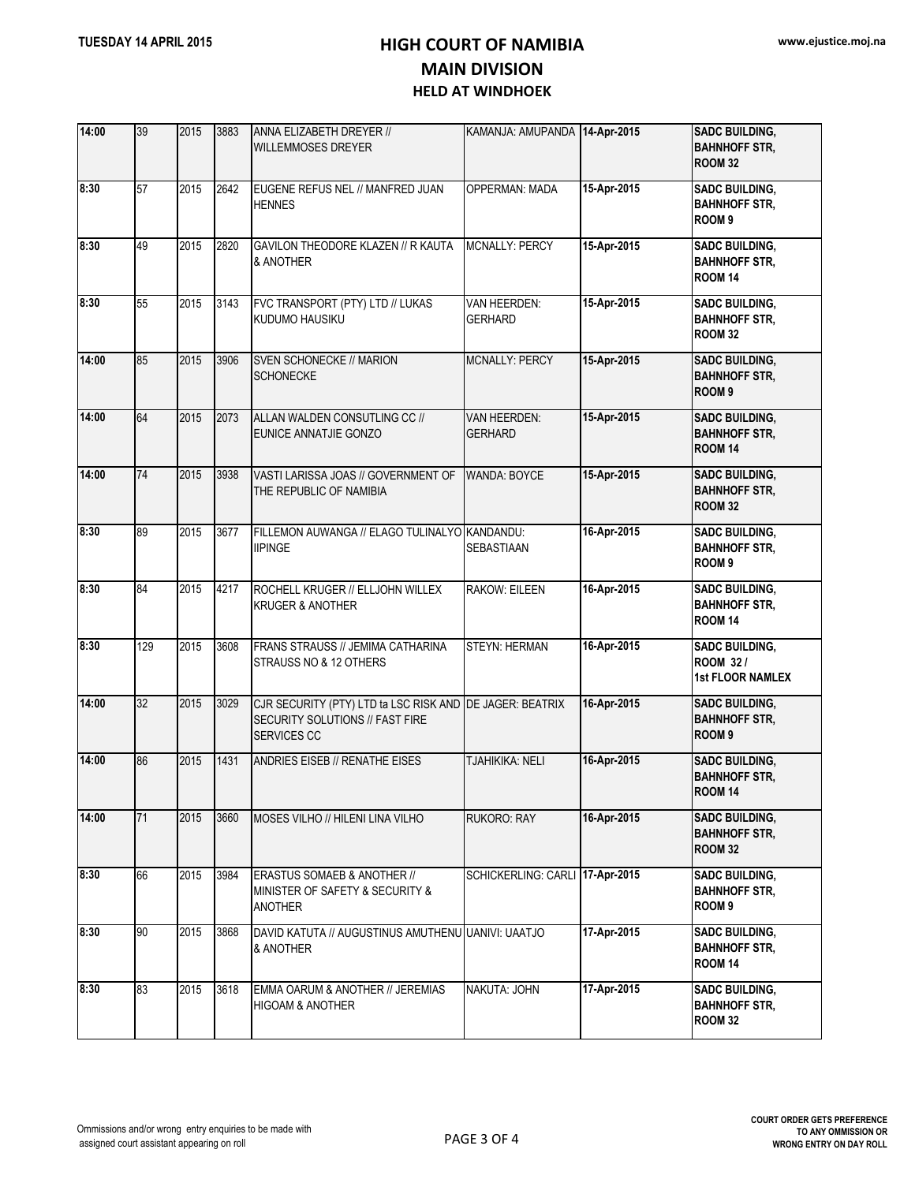# HIGH COURT OF NAMIBIA
## MAIN DIVISION
### HELD AT WINDHOEK

| | | | | | | | |
|---|---|---|---|---|---|---|---|
| 14:00 | 39 | 2015 | 3883 | ANNA ELIZABETH DREYER // WILLEMMOSES DREYER | KAMANJA: AMUPANDA | 14-Apr-2015 | SADC BUILDING, BAHNHOFF STR, ROOM 32 |
| 8:30 | 57 | 2015 | 2642 | EUGENE REFUS NEL // MANFRED JUAN HENNES | OPPERMAN: MADA | 15-Apr-2015 | SADC BUILDING, BAHNHOFF STR, ROOM 9 |
| 8:30 | 49 | 2015 | 2820 | GAVILON THEODORE KLAZEN // R KAUTA & ANOTHER | MCNALLY: PERCY | 15-Apr-2015 | SADC BUILDING, BAHNHOFF STR, ROOM 14 |
| 8:30 | 55 | 2015 | 3143 | FVC TRANSPORT (PTY) LTD // LUKAS KUDUMO HAUSIKU | VAN HEERDEN: GERHARD | 15-Apr-2015 | SADC BUILDING, BAHNHOFF STR, ROOM 32 |
| 14:00 | 85 | 2015 | 3906 | SVEN SCHONECKE // MARION SCHONECKE | MCNALLY: PERCY | 15-Apr-2015 | SADC BUILDING, BAHNHOFF STR, ROOM 9 |
| 14:00 | 64 | 2015 | 2073 | ALLAN WALDEN CONSUTLING CC // EUNICE ANNATJIE GONZO | VAN HEERDEN: GERHARD | 15-Apr-2015 | SADC BUILDING, BAHNHOFF STR, ROOM 14 |
| 14:00 | 74 | 2015 | 3938 | VASTI LARISSA JOAS // GOVERNMENT OF THE REPUBLIC OF NAMIBIA | WANDA: BOYCE | 15-Apr-2015 | SADC BUILDING, BAHNHOFF STR, ROOM 32 |
| 8:30 | 89 | 2015 | 3677 | FILLEMON AUWANGA // ELAGO TULINALYO IIPINGE | KANDANDU: SEBASTIAAN | 16-Apr-2015 | SADC BUILDING, BAHNHOFF STR, ROOM 9 |
| 8:30 | 84 | 2015 | 4217 | ROCHELL KRUGER // ELLJOHN WILLEX KRUGER & ANOTHER | RAKOW: EILEEN | 16-Apr-2015 | SADC BUILDING, BAHNHOFF STR, ROOM 14 |
| 8:30 | 129 | 2015 | 3608 | FRANS STRAUSS // JEMIMA CATHARINA STRAUSS NO & 12 OTHERS | STEYN: HERMAN | 16-Apr-2015 | SADC BUILDING, ROOM 32 / 1st FLOOR NAMLEX |
| 14:00 | 32 | 2015 | 3029 | CJR SECURITY (PTY) LTD ta LSC RISK AND SECURITY SOLUTIONS // FAST FIRE SERVICES CC | DE JAGER: BEATRIX | 16-Apr-2015 | SADC BUILDING, BAHNHOFF STR, ROOM 9 |
| 14:00 | 86 | 2015 | 1431 | ANDRIES EISEB // RENATHE EISES | TJAHIKIKA: NELI | 16-Apr-2015 | SADC BUILDING, BAHNHOFF STR, ROOM 14 |
| 14:00 | 71 | 2015 | 3660 | MOSES VILHO // HILENI LINA VILHO | RUKORO: RAY | 16-Apr-2015 | SADC BUILDING, BAHNHOFF STR, ROOM 32 |
| 8:30 | 66 | 2015 | 3984 | ERASTUS SOMAEB & ANOTHER // MINISTER OF SAFETY & SECURITY & ANOTHER | SCHICKERLING: CARLI | 17-Apr-2015 | SADC BUILDING, BAHNHOFF STR, ROOM 9 |
| 8:30 | 90 | 2015 | 3868 | DAVID KATUTA // AUGUSTINUS AMUTHENU & ANOTHER | UANIVI: UAATJO | 17-Apr-2015 | SADC BUILDING, BAHNHOFF STR, ROOM 14 |
| 8:30 | 83 | 2015 | 3618 | EMMA OARUM & ANOTHER // JEREMIAS HIGOAM & ANOTHER | NAKUTA: JOHN | 17-Apr-2015 | SADC BUILDING, BAHNHOFF STR, ROOM 32 |

Ommissions and/or wrong entry enquiries to be made with assigned court assistant appearing on roll

COURT ORDER GETS PREFERENCE TO ANY OMMISSION OR WRONG ENTRY ON DAY ROLL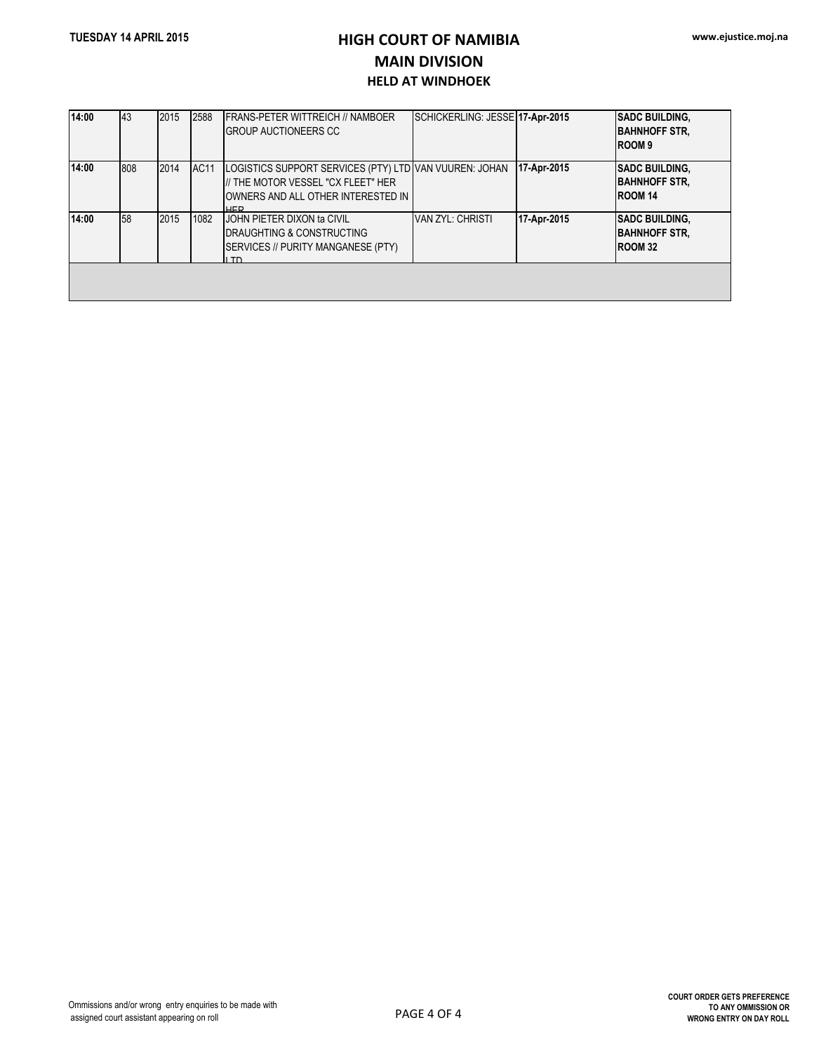# HIGH COURT OF NAMIBIA
## MAIN DIVISION
### HELD AT WINDHOEK

**TUESDAY 14 APRIL 2015**

| | | | | | | | |
|---|---|---|---|---|---|---|---|
| **14:00** | 43 | 2015 | 2588 | FRANS-PETER WITTREICH // NAMBOER GROUP AUCTIONEERS CC | SCHICKERLING: JESSE | **17-Apr-2015** | **SADC BUILDING, BAHNHOFF STR, ROOM 9** |
| **14:00** | 808 | 2014 | AC11 | LOGISTICS SUPPORT SERVICES (PTY) LTD // THE MOTOR VESSEL "CX FLEET" HER OWNERS AND ALL OTHER INTERESTED IN HER | VAN VUUREN: JOHAN | **17-Apr-2015** | **SADC BUILDING, BAHNHOFF STR, ROOM 14** |
| **14:00** | 58 | 2015 | 1082 | JOHN PIETER DIXON ta CIVIL DRAUGHTING & CONSTRUCTING SERVICES // PURITY MANGANESE (PTY) LTD | VAN ZYL: CHRISTI | **17-Apr-2015** | **SADC BUILDING, BAHNHOFF STR, ROOM 32** |

Ommissions and/or wrong entry enquiries to be made with assigned court assistant appearing on roll

**COURT ORDER GETS PREFERENCE TO ANY OMMISSION OR WRONG ENTRY ON DAY ROLL**